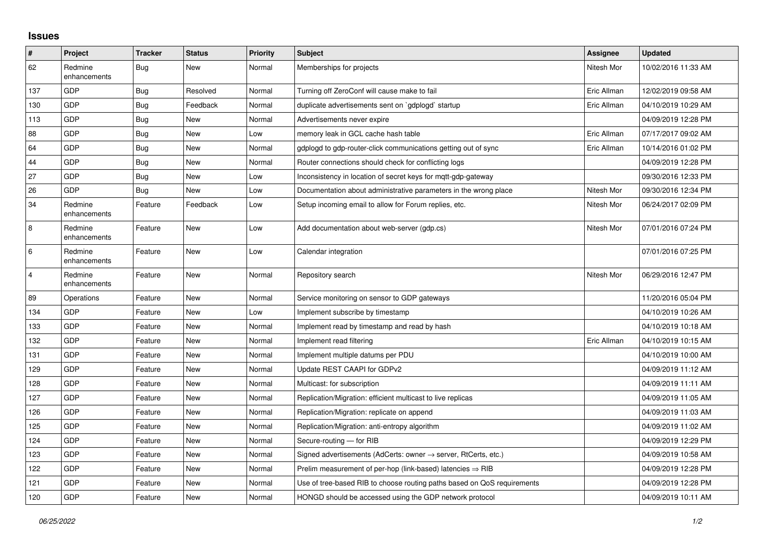## Issues

| # | Project | Tracker | Status | Priority | Subject | Assignee | Updated |
|---|---|---|---|---|---|---|---|
| 62 | Redmine enhancements | Bug | New | Normal | Memberships for projects | Nitesh Mor | 10/02/2016 11:33 AM |
| 137 | GDP | Bug | Resolved | Normal | Turning off ZeroConf will cause make to fail | Eric Allman | 12/02/2019 09:58 AM |
| 130 | GDP | Bug | Feedback | Normal | duplicate advertisements sent on `gdplogd` startup | Eric Allman | 04/10/2019 10:29 AM |
| 113 | GDP | Bug | New | Normal | Advertisements never expire | | 04/09/2019 12:28 PM |
| 88 | GDP | Bug | New | Low | memory leak in GCL cache hash table | Eric Allman | 07/17/2017 09:02 AM |
| 64 | GDP | Bug | New | Normal | gdplogd to gdp-router-click communications getting out of sync | Eric Allman | 10/14/2016 01:02 PM |
| 44 | GDP | Bug | New | Normal | Router connections should check for conflicting logs | | 04/09/2019 12:28 PM |
| 27 | GDP | Bug | New | Low | Inconsistency in location of secret keys for mqtt-gdp-gateway | | 09/30/2016 12:33 PM |
| 26 | GDP | Bug | New | Low | Documentation about administrative parameters in the wrong place | Nitesh Mor | 09/30/2016 12:34 PM |
| 34 | Redmine enhancements | Feature | Feedback | Low | Setup incoming email to allow for Forum replies, etc. | Nitesh Mor | 06/24/2017 02:09 PM |
| 8 | Redmine enhancements | Feature | New | Low | Add documentation about web-server (gdp.cs) | Nitesh Mor | 07/01/2016 07:24 PM |
| 6 | Redmine enhancements | Feature | New | Low | Calendar integration | | 07/01/2016 07:25 PM |
| 4 | Redmine enhancements | Feature | New | Normal | Repository search | Nitesh Mor | 06/29/2016 12:47 PM |
| 89 | Operations | Feature | New | Normal | Service monitoring on sensor to GDP gateways | | 11/20/2016 05:04 PM |
| 134 | GDP | Feature | New | Low | Implement subscribe by timestamp | | 04/10/2019 10:26 AM |
| 133 | GDP | Feature | New | Normal | Implement read by timestamp and read by hash | | 04/10/2019 10:18 AM |
| 132 | GDP | Feature | New | Normal | Implement read filtering | Eric Allman | 04/10/2019 10:15 AM |
| 131 | GDP | Feature | New | Normal | Implement multiple datums per PDU | | 04/10/2019 10:00 AM |
| 129 | GDP | Feature | New | Normal | Update REST CAAPI for GDPv2 | | 04/09/2019 11:12 AM |
| 128 | GDP | Feature | New | Normal | Multicast: for subscription | | 04/09/2019 11:11 AM |
| 127 | GDP | Feature | New | Normal | Replication/Migration: efficient multicast to live replicas | | 04/09/2019 11:05 AM |
| 126 | GDP | Feature | New | Normal | Replication/Migration: replicate on append | | 04/09/2019 11:03 AM |
| 125 | GDP | Feature | New | Normal | Replication/Migration: anti-entropy algorithm | | 04/09/2019 11:02 AM |
| 124 | GDP | Feature | New | Normal | Secure-routing — for RIB | | 04/09/2019 12:29 PM |
| 123 | GDP | Feature | New | Normal | Signed advertisements (AdCerts: owner → server, RtCerts, etc.) | | 04/09/2019 10:58 AM |
| 122 | GDP | Feature | New | Normal | Prelim measurement of per-hop (link-based) latencies ⇒ RIB | | 04/09/2019 12:28 PM |
| 121 | GDP | Feature | New | Normal | Use of tree-based RIB to choose routing paths based on QoS requirements | | 04/09/2019 12:28 PM |
| 120 | GDP | Feature | New | Normal | HONGD should be accessed using the GDP network protocol | | 04/09/2019 10:11 AM |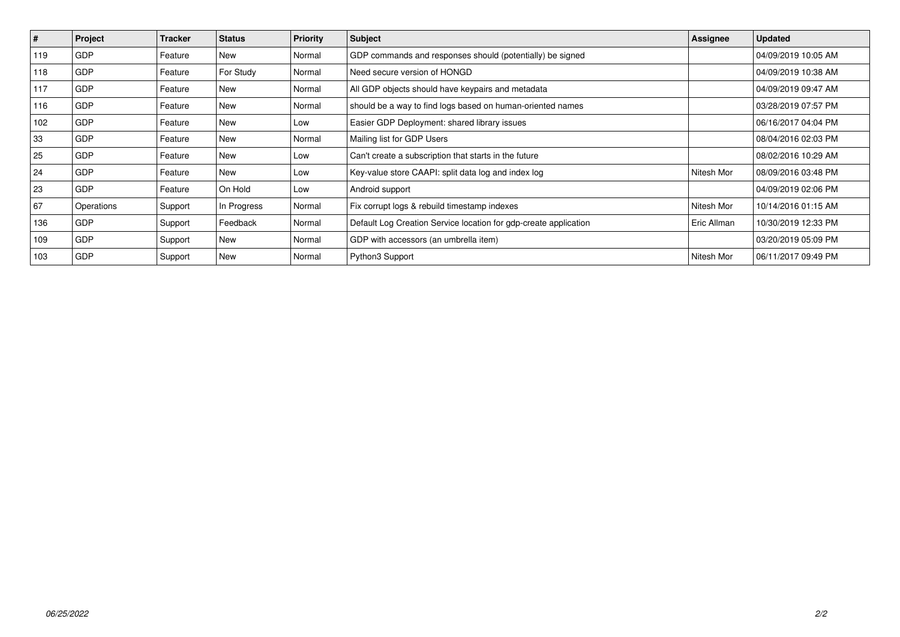| # | Project | Tracker | Status | Priority | Subject | Assignee | Updated |
|---|---|---|---|---|---|---|---|
| 119 | GDP | Feature | New | Normal | GDP commands and responses should (potentially) be signed | | 04/09/2019 10:05 AM |
| 118 | GDP | Feature | For Study | Normal | Need secure version of HONGD | | 04/09/2019 10:38 AM |
| 117 | GDP | Feature | New | Normal | All GDP objects should have keypairs and metadata | | 04/09/2019 09:47 AM |
| 116 | GDP | Feature | New | Normal | should be a way to find logs based on human-oriented names | | 03/28/2019 07:57 PM |
| 102 | GDP | Feature | New | Low | Easier GDP Deployment: shared library issues | | 06/16/2017 04:04 PM |
| 33 | GDP | Feature | New | Normal | Mailing list for GDP Users | | 08/04/2016 02:03 PM |
| 25 | GDP | Feature | New | Low | Can't create a subscription that starts in the future | | 08/02/2016 10:29 AM |
| 24 | GDP | Feature | New | Low | Key-value store CAAPI: split data log and index log | Nitesh Mor | 08/09/2016 03:48 PM |
| 23 | GDP | Feature | On Hold | Low | Android support | | 04/09/2019 02:06 PM |
| 67 | Operations | Support | In Progress | Normal | Fix corrupt logs & rebuild timestamp indexes | Nitesh Mor | 10/14/2016 01:15 AM |
| 136 | GDP | Support | Feedback | Normal | Default Log Creation Service location for gdp-create application | Eric Allman | 10/30/2019 12:33 PM |
| 109 | GDP | Support | New | Normal | GDP with accessors (an umbrella item) | | 03/20/2019 05:09 PM |
| 103 | GDP | Support | New | Normal | Python3 Support | Nitesh Mor | 06/11/2017 09:49 PM |